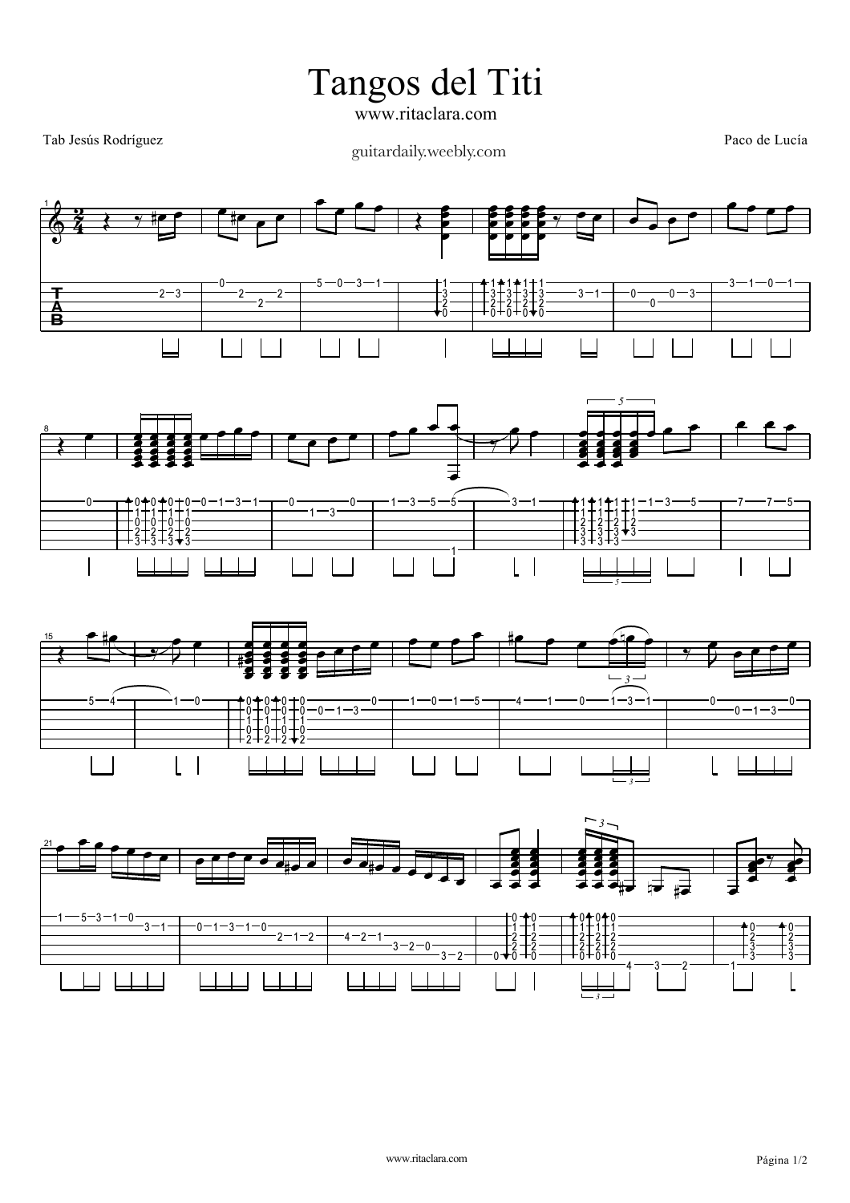# Tangos del Titi

www.ritaclara.com

Tab Jesús Rodríguez

guitardaily.weebly.com

Paco de Lucía